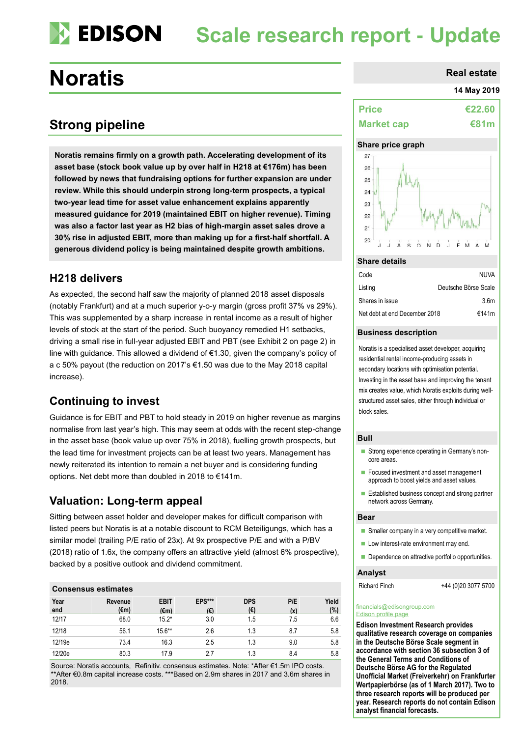# Noratis

## Scale research report - Update

**Real estate**

**14 May 2019**

## Strong pipeline

**Noratis remains firmly on a growth path. Accelerating development of its asset base (stock book value up by over half in H218 at €176m) has been followed by news that fundraising options for further expansion are under review. While this should underpin strong long-term prospects, a typical two-year lead time for asset value enhancement explains apparently measured guidance for 2019 (maintained EBIT on higher revenue). Timing was also a factor last year as H2 bias of high-margin asset sales drove a 30% rise in adjusted EBIT, more than making up for a first-half shortfall. A generous dividend policy is being maintained despite growth ambitions.**

### H218 delivers

As expected, the second half saw the majority of planned 2018 asset disposals (notably Frankfurt) and at a much superior y-o-y margin (gross profit 37% vs 29%). This was supplemented by a sharp increase in rental income as a result of higher levels of stock at the start of the period. Such buoyancy remedied H1 setbacks, driving a small rise in full-year adjusted EBIT and PBT (see Exhibit 2 on page 2) in line with guidance. This allowed a dividend of €1.30, given the company's policy of a c 50% payout (the reduction on 2017's €1.50 was due to the May 2018 capital increase).

### Continuing to invest

Guidance is for EBIT and PBT to hold steady in 2019 on higher revenue as margins normalise from last year's high. This may seem at odds with the recent step-change in the asset base (book value up over 75% in 2018), fuelling growth prospects, but the lead time for investment projects can be at least two years. Management has newly reiterated its intention to remain a net buyer and is considering funding options. Net debt more than doubled in 2018 to €141m.

### Valuation: Long-term appeal

Sitting between asset holder and developer makes for difficult comparison with listed peers but Noratis is at a notable discount to RCM Beteiligungs, which has a similar model (trailing P/E ratio of 23x). At 9x prospective P/E and with a P/BV (2018) ratio of 1.6x, the company offers an attractive yield (almost 6% prospective), backed by a positive outlook and dividend commitment.

### Consensus estimates

| Year end | Revenue (€m) | EBIT (€m) | EPS*** (€) | DPS (€) | P/E (x) | Yield (%) |
|---|---|---|---|---|---|---|
| 12/17 | 68.0 | 15.2* | 3.0 | 1.5 | 7.5 | 6.6 |
| 12/18 | 56.1 | 15.6** | 2.6 | 1.3 | 8.7 | 5.8 |
| 12/19e | 73.4 | 16.3 | 2.5 | 1.3 | 9.0 | 5.8 |
| 12/20e | 80.3 | 17.9 | 2.7 | 1.3 | 8.4 | 5.8 |

Source: Noratis accounts, Refinitiv. consensus estimates. Note: *After €1.5m IPO costs. **After €0.8m capital increase costs. ***Based on 2.9m shares in 2017 and 3.6m shares in 2018.

| | |
|---|---|
| **Price** | **€22.60** |
| **Market cap** | **€81m** |

**Share price graph**

**Share details**

| | |
|---|---|
| Code | NUVA |
| Listing | Deutsche Börse Scale |
| Shares in issue | 3.6m |
| Net debt at end December 2018 | €141m |

**Business description**

Noratis is a specialised asset developer, acquiring residential rental income-producing assets in secondary locations with optimisation potential. Investing in the asset base and improving the tenant mix creates value, which Noratis exploits during well-structured asset sales, either through individual or block sales.

**Bull**

- Strong experience operating in Germany's non-core areas.
- Focused investment and asset management approach to boost yields and asset values.
- Established business concept and strong partner network across Germany.

**Bear**

- Smaller company in a very competitive market.
- Low interest-rate environment may end.
- Dependence on attractive portfolio opportunities.

**Analyst**

Richard Finch +44 (0)20 3077 5700

financials@edisongroup.com

Edison profile page

**Edison Investment Research provides qualitative research coverage on companies in the Deutsche Börse Scale segment in accordance with section 36 subsection 3 of the General Terms and Conditions of Deutsche Börse AG for the Regulated Unofficial Market (Freiverkehr) on Frankfurter Wertpapierbörse (as of 1 March 2017). Two to three research reports will be produced per year. Research reports do not contain Edison analyst financial forecasts.**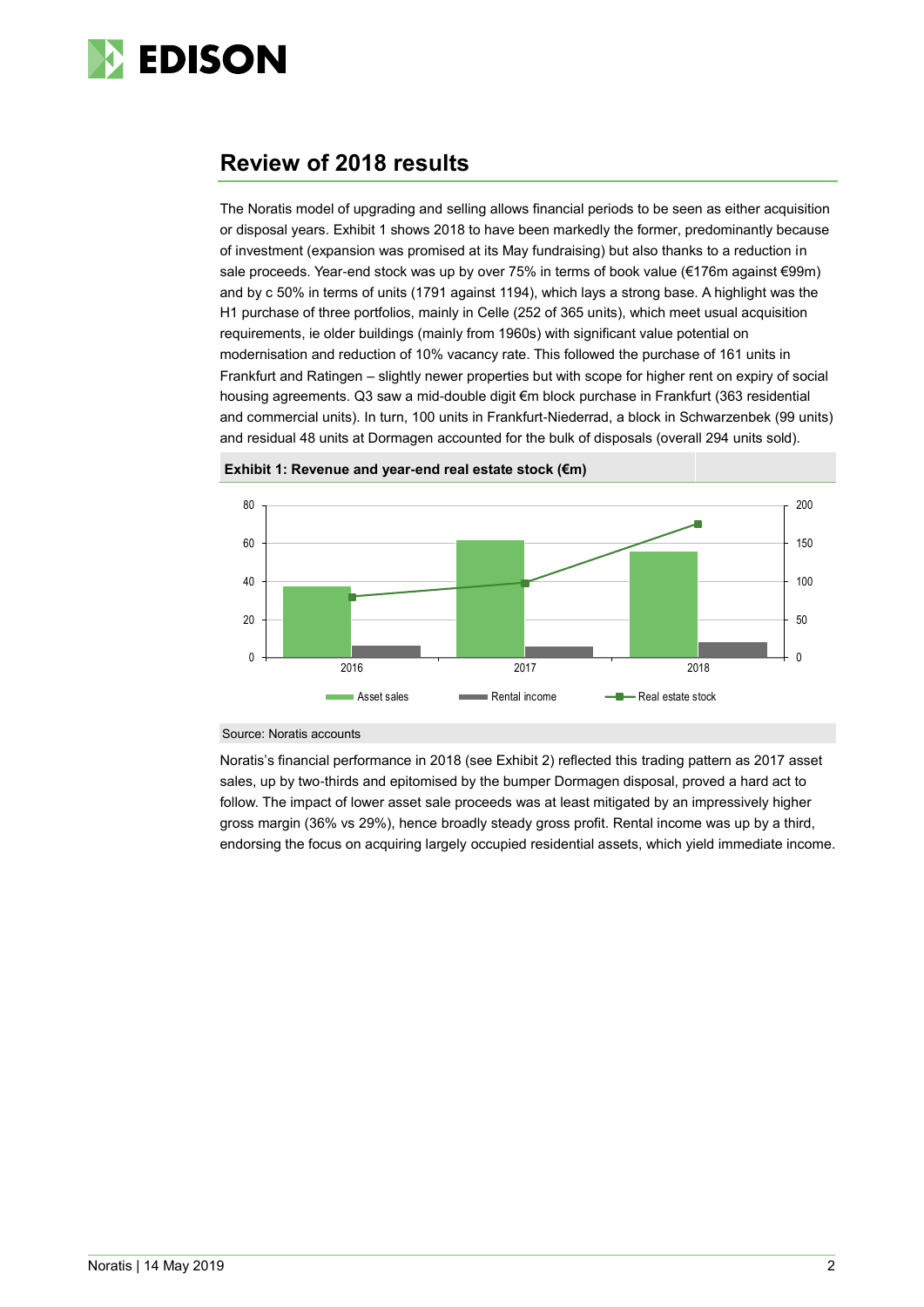## Review of 2018 results

The Noratis model of upgrading and selling allows financial periods to be seen as either acquisition or disposal years. Exhibit 1 shows 2018 to have been markedly the former, predominantly because of investment (expansion was promised at its May fundraising) but also thanks to a reduction in sale proceeds. Year-end stock was up by over 75% in terms of book value (€176m against €99m) and by c 50% in terms of units (1791 against 1194), which lays a strong base. A highlight was the H1 purchase of three portfolios, mainly in Celle (252 of 365 units), which meet usual acquisition requirements, ie older buildings (mainly from 1960s) with significant value potential on modernisation and reduction of 10% vacancy rate. This followed the purchase of 161 units in Frankfurt and Ratingen – slightly newer properties but with scope for higher rent on expiry of social housing agreements. Q3 saw a mid-double digit €m block purchase in Frankfurt (363 residential and commercial units). In turn, 100 units in Frankfurt-Niederrad, a block in Schwarzenbek (99 units) and residual 48 units at Dormagen accounted for the bulk of disposals (overall 294 units sold).

**Exhibit 1: Revenue and year-end real estate stock (€m)**

Source: Noratis accounts

Noratis's financial performance in 2018 (see Exhibit 2) reflected this trading pattern as 2017 asset sales, up by two-thirds and epitomised by the bumper Dormagen disposal, proved a hard act to follow. The impact of lower asset sale proceeds was at least mitigated by an impressively higher gross margin (36% vs 29%), hence broadly steady gross profit. Rental income was up by a third, endorsing the focus on acquiring largely occupied residential assets, which yield immediate income.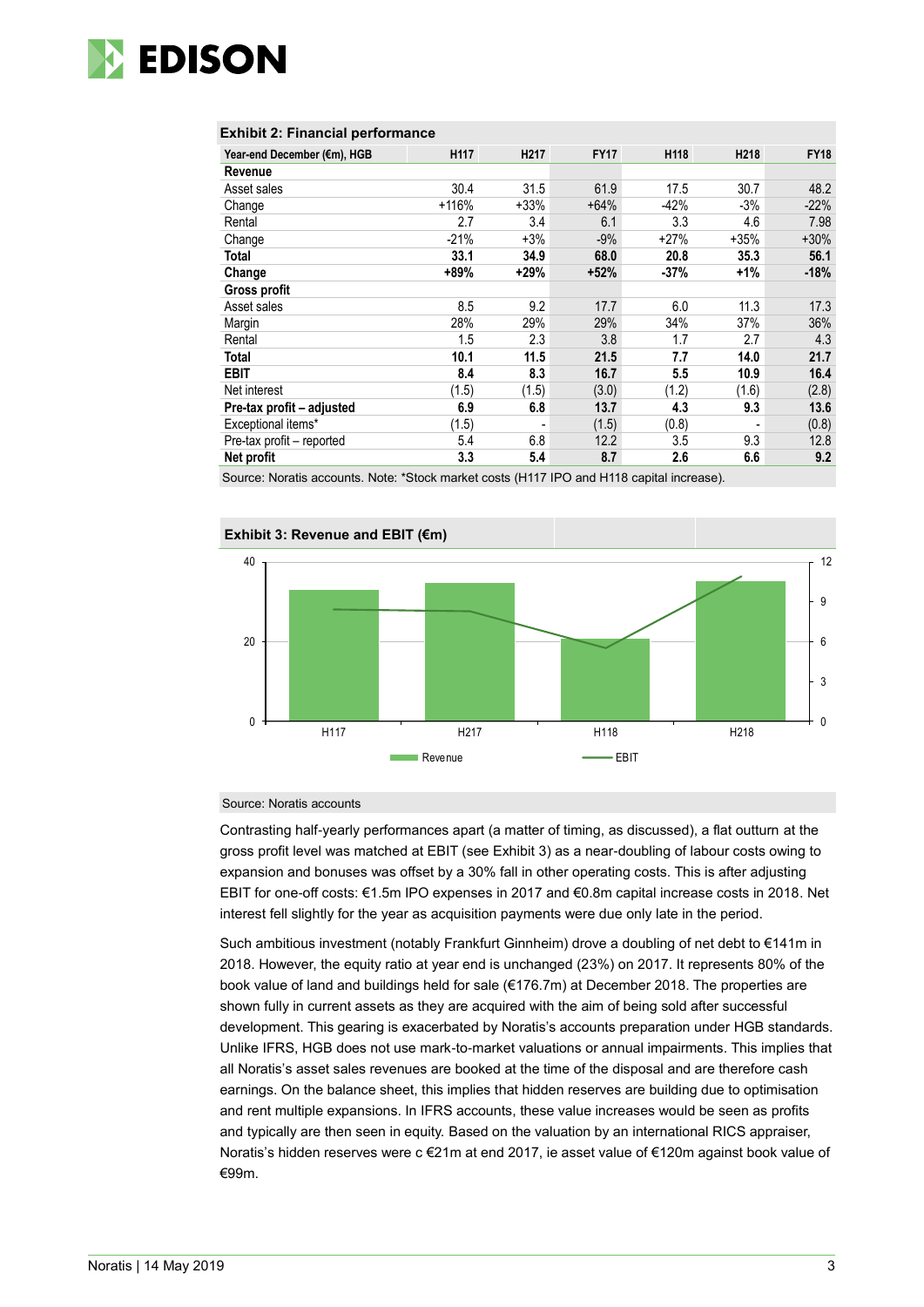**Exhibit 2: Financial performance**

| Year-end December (€m), HGB | H117 | H217 | FY17 | H118 | H218 | FY18 |
|---|---|---|---|---|---|---|
| **Revenue** | | | | | | |
| Asset sales | 30.4 | 31.5 | 61.9 | 17.5 | 30.7 | 48.2 |
| Change | +116% | +33% | +64% | -42% | -3% | -22% |
| Rental | 2.7 | 3.4 | 6.1 | 3.3 | 4.6 | 7.98 |
| Change | -21% | +3% | -9% | +27% | +35% | +30% |
| **Total** | **33.1** | **34.9** | **68.0** | **20.8** | **35.3** | **56.1** |
| **Change** | **+89%** | **+29%** | **+52%** | **-37%** | **+1%** | **-18%** |
| **Gross profit** | | | | | | |
| Asset sales | 8.5 | 9.2 | 17.7 | 6.0 | 11.3 | 17.3 |
| Margin | 28% | 29% | 29% | 34% | 37% | 36% |
| Rental | 1.5 | 2.3 | 3.8 | 1.7 | 2.7 | 4.3 |
| **Total** | **10.1** | **11.5** | **21.5** | **7.7** | **14.0** | **21.7** |
| **EBIT** | **8.4** | **8.3** | **16.7** | **5.5** | **10.9** | **16.4** |
| Net interest | (1.5) | (1.5) | (3.0) | (1.2) | (1.6) | (2.8) |
| **Pre-tax profit – adjusted** | **6.9** | **6.8** | **13.7** | **4.3** | **9.3** | **13.6** |
| Exceptional items* | (1.5) | - | (1.5) | (0.8) | - | (0.8) |
| Pre-tax profit – reported | 5.4 | 6.8 | 12.2 | 3.5 | 9.3 | 12.8 |
| **Net profit** | **3.3** | **5.4** | **8.7** | **2.6** | **6.6** | **9.2** |

Source: Noratis accounts. Note: *Stock market costs (H117 IPO and H118 capital increase).

**Exhibit 3: Revenue and EBIT (€m)**

Source: Noratis accounts

Contrasting half-yearly performances apart (a matter of timing, as discussed), a flat outturn at the gross profit level was matched at EBIT (see Exhibit 3) as a near-doubling of labour costs owing to expansion and bonuses was offset by a 30% fall in other operating costs. This is after adjusting EBIT for one-off costs: €1.5m IPO expenses in 2017 and €0.8m capital increase costs in 2018. Net interest fell slightly for the year as acquisition payments were due only late in the period.

Such ambitious investment (notably Frankfurt Ginnheim) drove a doubling of net debt to €141m in 2018. However, the equity ratio at year end is unchanged (23%) on 2017. It represents 80% of the book value of land and buildings held for sale (€176.7m) at December 2018. The properties are shown fully in current assets as they are acquired with the aim of being sold after successful development. This gearing is exacerbated by Noratis's accounts preparation under HGB standards. Unlike IFRS, HGB does not use mark-to-market valuations or annual impairments. This implies that all Noratis's asset sales revenues are booked at the time of the disposal and are therefore cash earnings. On the balance sheet, this implies that hidden reserves are building due to optimisation and rent multiple expansions. In IFRS accounts, these value increases would be seen as profits and typically are then seen in equity. Based on the valuation by an international RICS appraiser, Noratis's hidden reserves were c €21m at end 2017, ie asset value of €120m against book value of €99m.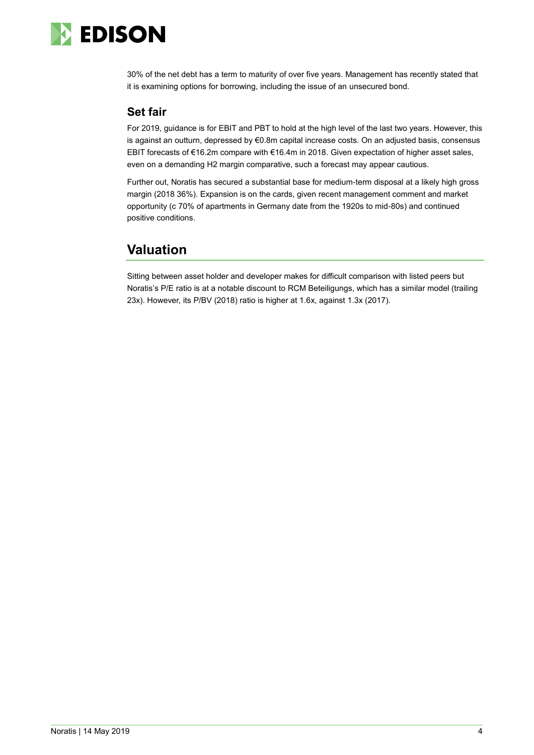30% of the net debt has a term to maturity of over five years. Management has recently stated that it is examining options for borrowing, including the issue of an unsecured bond.

### Set fair

For 2019, guidance is for EBIT and PBT to hold at the high level of the last two years. However, this is against an outturn, depressed by €0.8m capital increase costs. On an adjusted basis, consensus EBIT forecasts of €16.2m compare with €16.4m in 2018. Given expectation of higher asset sales, even on a demanding H2 margin comparative, such a forecast may appear cautious.

Further out, Noratis has secured a substantial base for medium-term disposal at a likely high gross margin (2018 36%). Expansion is on the cards, given recent management comment and market opportunity (c 70% of apartments in Germany date from the 1920s to mid-80s) and continued positive conditions.

## Valuation

Sitting between asset holder and developer makes for difficult comparison with listed peers but Noratis's P/E ratio is at a notable discount to RCM Beteiligungs, which has a similar model (trailing 23x). However, its P/BV (2018) ratio is higher at 1.6x, against 1.3x (2017).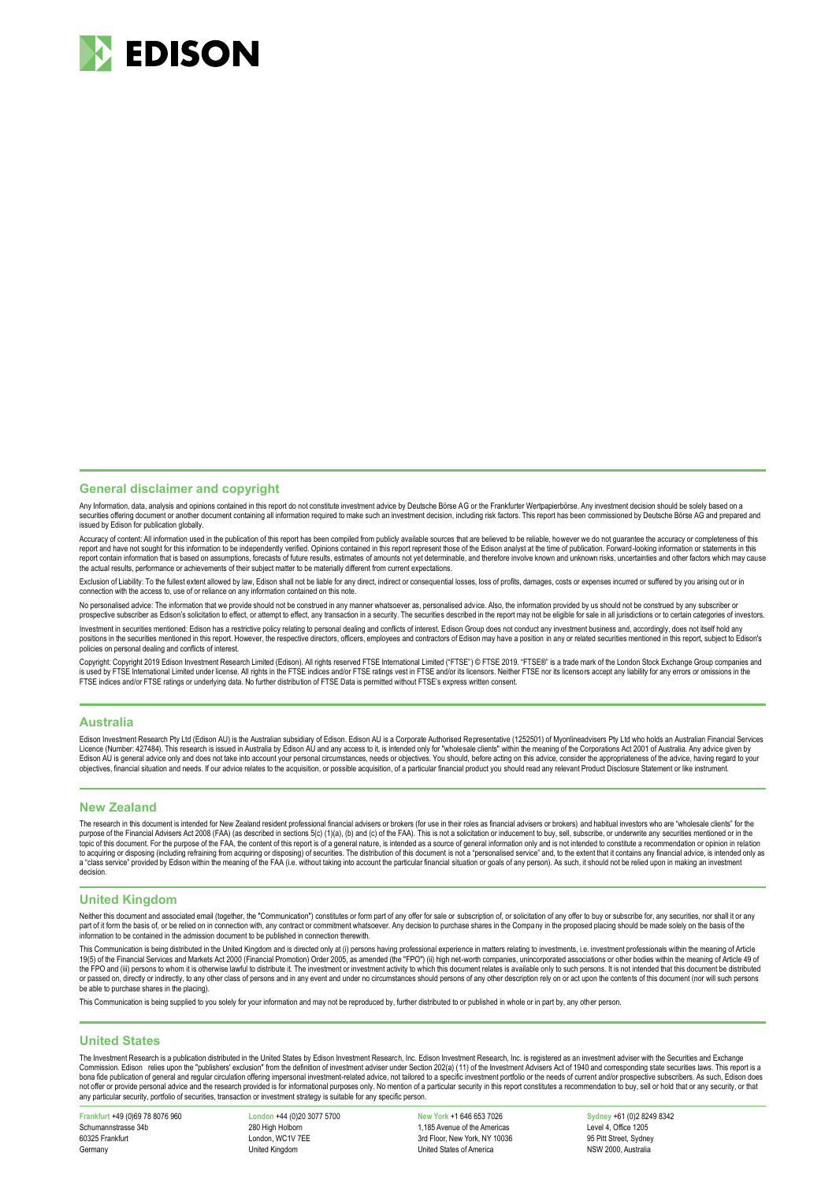## General disclaimer and copyright

Any Information, data, analysis and opinions contained in this report do not constitute investment advice by Deutsche Börse AG or the Frankfurter Wertpapierbörse. Any investment decision should be solely based on a securities offering document or another document containing all information required to make such an investment decision, including risk factors. This report has been commissioned by Deutsche Börse AG and prepared and issued by Edison for publication globally.

Accuracy of content: All information used in the publication of this report has been compiled from publicly available sources that are believed to be reliable, however we do not guarantee the accuracy or completeness of this report and have not sought for this information to be independently verified. Opinions contained in this report represent those of the Edison analyst at the time of publication. Forward-looking information or statements in this report contain information that is based on assumptions, forecasts of future results, estimates of amounts not yet determinable, and therefore involve known and unknown risks, uncertainties and other factors which may cause the actual results, performance or achievements of their subject matter to be materially different from current expectations.

Exclusion of Liability: To the fullest extent allowed by law, Edison shall not be liable for any direct, indirect or consequential losses, loss of profits, damages, costs or expenses incurred or suffered by you arising out or in connection with the access to, use of or reliance on any information contained on this note.

No personalised advice: The information that we provide should not be construed in any manner whatsoever as, personalised advice. Also, the information provided by us should not be construed by any subscriber or prospective subscriber as Edison's solicitation to effect, or attempt to effect, any transaction in a security. The securities described in the report may not be eligible for sale in all jurisdictions or to certain categories of investors.

Investment in securities mentioned: Edison has a restrictive policy relating to personal dealing and conflicts of interest. Edison Group does not conduct any investment business and, accordingly, does not itself hold any positions in the securities mentioned in this report. However, the respective directors, officers, employees and contractors of Edison may have a position in any or related securities mentioned in this report, subject to Edison's policies on personal dealing and conflicts of interest.

Copyright: Copyright 2019 Edison Investment Research Limited (Edison). All rights reserved FTSE International Limited ("FTSE") © FTSE 2019. "FTSE®" is a trade mark of the London Stock Exchange Group companies and is used by FTSE International Limited under license. All rights in the FTSE indices and/or FTSE ratings vest in FTSE and/or its licensors. Neither FTSE nor its licensors accept any liability for any errors or omissions in the FTSE indices and/or FTSE ratings or underlying data. No further distribution of FTSE Data is permitted without FTSE's express written consent.

## Australia

Edison Investment Research Pty Ltd (Edison AU) is the Australian subsidiary of Edison. Edison AU is a Corporate Authorised Representative (1252501) of Myonlineadvisers Pty Ltd who holds an Australian Financial Services Licence (Number: 427484). This research is issued in Australia by Edison AU and any access to it, is intended only for "wholesale clients" within the meaning of the Corporations Act 2001 of Australia. Any advice given by Edison AU is general advice only and does not take into account your personal circumstances, needs or objectives. You should, before acting on this advice, consider the appropriateness of the advice, having regard to your objectives, financial situation and needs. If our advice relates to the acquisition, or possible acquisition, of a particular financial product you should read any relevant Product Disclosure Statement or like instrument.

## New Zealand

The research in this document is intended for New Zealand resident professional financial advisers or brokers (for use in their roles as financial advisers or brokers) and habitual investors who are "wholesale clients" for the purpose of the Financial Advisers Act 2008 (FAA) (as described in sections 5(c) (1)(a), (b) and (c) of the FAA). This is not a solicitation or inducement to buy, sell, subscribe, or underwrite any securities mentioned or in the topic of this document. For the purpose of the FAA, the content of this report is of a general nature, is intended as a source of general information only and is not intended to constitute a recommendation or opinion in relation to acquiring or disposing (including refraining from acquiring or disposing) of securities. The distribution of this document is not a "personalised service" and, to the extent that it contains any financial advice, is intended only as a "class service" provided by Edison within the meaning of the FAA (i.e. without taking into account the particular financial situation or goals of any person). As such, it should not be relied upon in making an investment decision.

## United Kingdom

Neither this document and associated email (together, the "Communication") constitutes or form part of any offer for sale or subscription of, or solicitation of any offer to buy or subscribe for, any securities, nor shall it or any part of it form the basis of, or be relied on in connection with, any contract or commitment whatsoever. Any decision to purchase shares in the Company in the proposed placing should be made solely on the basis of the information to be contained in the admission document to be published in connection therewith.

This Communication is being distributed in the United Kingdom and is directed only at (i) persons having professional experience in matters relating to investments, i.e. investment professionals within the meaning of Article 19(5) of the Financial Services and Markets Act 2000 (Financial Promotion) Order 2005, as amended (the "FPO") (ii) high net-worth companies, unincorporated associations or other bodies within the meaning of Article 49 of the FPO and (iii) persons to whom it is otherwise lawful to distribute it. The investment or investment activity to which this document relates is available only to such persons. It is not intended that this document be distributed or passed on, directly or indirectly, to any other class of persons and in any event and under no circumstances should persons of any other description rely on or act upon the contents of this document (nor will such persons be able to purchase shares in the placing).

This Communication is being supplied to you solely for your information and may not be reproduced by, further distributed to or published in whole or in part by, any other person.

## United States

The Investment Research is a publication distributed in the United States by Edison Investment Research, Inc. Edison Investment Research, Inc. is registered as an investment adviser with the Securities and Exchange Commission. Edison relies upon the "publishers' exclusion" from the definition of investment adviser under Section 202(a) (11) of the Investment Advisers Act of 1940 and corresponding state securities laws. This report is a bona fide publication of general and regular circulation offering impersonal investment-related advice, not tailored to a specific investment portfolio or the needs of current and/or prospective subscribers. As such, Edison does not offer or provide personal advice and the research provided is for informational purposes only. No mention of a particular security in this report constitutes a recommendation to buy, sell or hold that or any security, or that any particular security, portfolio of securities, transaction or investment strategy is suitable for any specific person.

**Frankfurt** +49 (0)69 78 8076 960
Schumannstrasse 34b
60325 Frankfurt
Germany

**London** +44 (0)20 3077 5700
280 High Holborn
London, WC1V 7EE
United Kingdom

**New York** +1 646 653 7026
1,185 Avenue of the Americas
3rd Floor, New York, NY 10036
United States of America

**Sydney** +61 (0)2 8249 8342
Level 4, Office 1205
95 Pitt Street, Sydney
NSW 2000, Australia